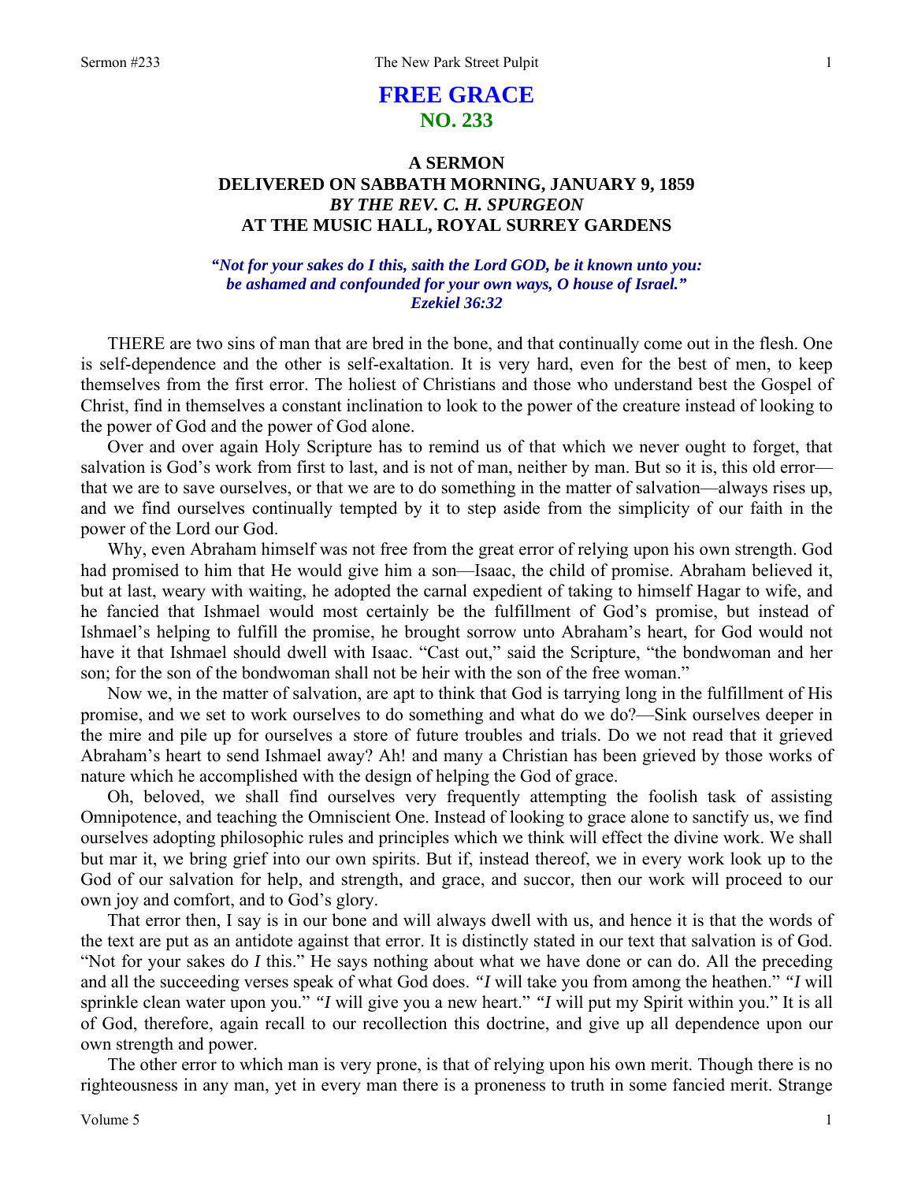# FREE GRACE
## NO. 233

### A SERMON
### DELIVERED ON SABBATH MORNING, JANUARY 9, 1859
### *BY THE REV. C. H. SPURGEON*
### AT THE MUSIC HALL, ROYAL SURREY GARDENS

***"Not for your sakes do I this, saith the Lord GOD, be it known unto you: be ashamed and confounded for your own ways, O house of Israel." Ezekiel 36:32***

THERE are two sins of man that are bred in the bone, and that continually come out in the flesh. One is self-dependence and the other is self-exaltation. It is very hard, even for the best of men, to keep themselves from the first error. The holiest of Christians and those who understand best the Gospel of Christ, find in themselves a constant inclination to look to the power of the creature instead of looking to the power of God and the power of God alone.

Over and over again Holy Scripture has to remind us of that which we never ought to forget, that salvation is God's work from first to last, and is not of man, neither by man. But so it is, this old error—that we are to save ourselves, or that we are to do something in the matter of salvation—always rises up, and we find ourselves continually tempted by it to step aside from the simplicity of our faith in the power of the Lord our God.

Why, even Abraham himself was not free from the great error of relying upon his own strength. God had promised to him that He would give him a son—Isaac, the child of promise. Abraham believed it, but at last, weary with waiting, he adopted the carnal expedient of taking to himself Hagar to wife, and he fancied that Ishmael would most certainly be the fulfillment of God's promise, but instead of Ishmael's helping to fulfill the promise, he brought sorrow unto Abraham's heart, for God would not have it that Ishmael should dwell with Isaac. "Cast out," said the Scripture, "the bondwoman and her son; for the son of the bondwoman shall not be heir with the son of the free woman."

Now we, in the matter of salvation, are apt to think that God is tarrying long in the fulfillment of His promise, and we set to work ourselves to do something and what do we do?—Sink ourselves deeper in the mire and pile up for ourselves a store of future troubles and trials. Do we not read that it grieved Abraham's heart to send Ishmael away? Ah! and many a Christian has been grieved by those works of nature which he accomplished with the design of helping the God of grace.

Oh, beloved, we shall find ourselves very frequently attempting the foolish task of assisting Omnipotence, and teaching the Omniscient One. Instead of looking to grace alone to sanctify us, we find ourselves adopting philosophic rules and principles which we think will effect the divine work. We shall but mar it, we bring grief into our own spirits. But if, instead thereof, we in every work look up to the God of our salvation for help, and strength, and grace, and succor, then our work will proceed to our own joy and comfort, and to God's glory.

That error then, I say is in our bone and will always dwell with us, and hence it is that the words of the text are put as an antidote against that error. It is distinctly stated in our text that salvation is of God. "Not for your sakes do *I* this." He says nothing about what we have done or can do. All the preceding and all the succeeding verses speak of what God does. *"I* will take you from among the heathen." *"I* will sprinkle clean water upon you." *"I* will give you a new heart." *"I* will put my Spirit within you." It is all of God, therefore, again recall to our recollection this doctrine, and give up all dependence upon our own strength and power.

The other error to which man is very prone, is that of relying upon his own merit. Though there is no righteousness in any man, yet in every man there is a proneness to truth in some fancied merit. Strange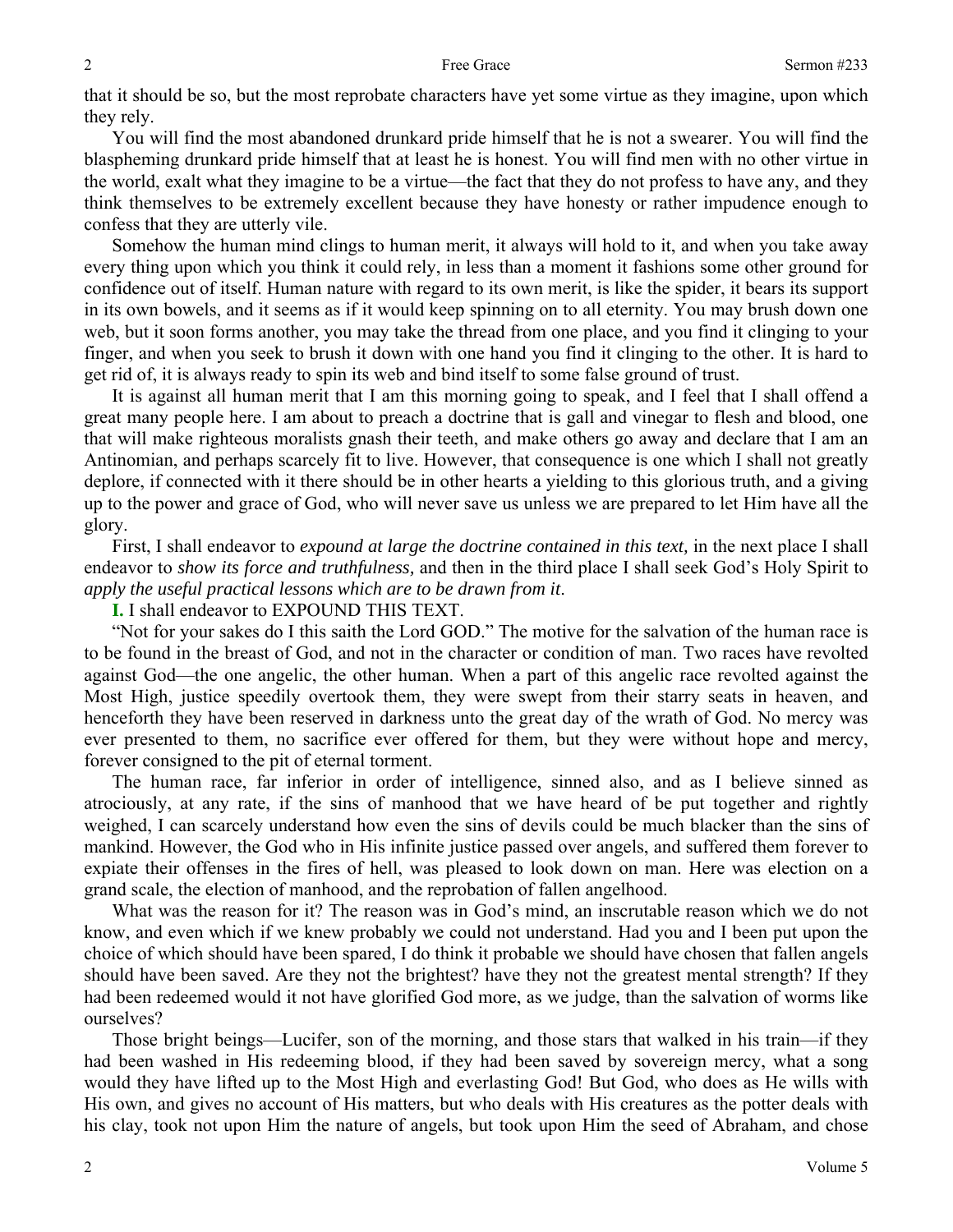that it should be so, but the most reprobate characters have yet some virtue as they imagine, upon which they rely.

You will find the most abandoned drunkard pride himself that he is not a swearer. You will find the blaspheming drunkard pride himself that at least he is honest. You will find men with no other virtue in the world, exalt what they imagine to be a virtue—the fact that they do not profess to have any, and they think themselves to be extremely excellent because they have honesty or rather impudence enough to confess that they are utterly vile.

Somehow the human mind clings to human merit, it always will hold to it, and when you take away every thing upon which you think it could rely, in less than a moment it fashions some other ground for confidence out of itself. Human nature with regard to its own merit, is like the spider, it bears its support in its own bowels, and it seems as if it would keep spinning on to all eternity. You may brush down one web, but it soon forms another, you may take the thread from one place, and you find it clinging to your finger, and when you seek to brush it down with one hand you find it clinging to the other. It is hard to get rid of, it is always ready to spin its web and bind itself to some false ground of trust.

It is against all human merit that I am this morning going to speak, and I feel that I shall offend a great many people here. I am about to preach a doctrine that is gall and vinegar to flesh and blood, one that will make righteous moralists gnash their teeth, and make others go away and declare that I am an Antinomian, and perhaps scarcely fit to live. However, that consequence is one which I shall not greatly deplore, if connected with it there should be in other hearts a yielding to this glorious truth, and a giving up to the power and grace of God, who will never save us unless we are prepared to let Him have all the glory.

First, I shall endeavor to *expound at large the doctrine contained in this text,* in the next place I shall endeavor to *show its force and truthfulness,* and then in the third place I shall seek God's Holy Spirit to *apply the useful practical lessons which are to be drawn from it*.

**I.** I shall endeavor to EXPOUND THIS TEXT.

"Not for your sakes do I this saith the Lord GOD." The motive for the salvation of the human race is to be found in the breast of God, and not in the character or condition of man. Two races have revolted against God—the one angelic, the other human. When a part of this angelic race revolted against the Most High, justice speedily overtook them, they were swept from their starry seats in heaven, and henceforth they have been reserved in darkness unto the great day of the wrath of God. No mercy was ever presented to them, no sacrifice ever offered for them, but they were without hope and mercy, forever consigned to the pit of eternal torment.

The human race, far inferior in order of intelligence, sinned also, and as I believe sinned as atrociously, at any rate, if the sins of manhood that we have heard of be put together and rightly weighed, I can scarcely understand how even the sins of devils could be much blacker than the sins of mankind. However, the God who in His infinite justice passed over angels, and suffered them forever to expiate their offenses in the fires of hell, was pleased to look down on man. Here was election on a grand scale, the election of manhood, and the reprobation of fallen angelhood.

What was the reason for it? The reason was in God's mind, an inscrutable reason which we do not know, and even which if we knew probably we could not understand. Had you and I been put upon the choice of which should have been spared, I do think it probable we should have chosen that fallen angels should have been saved. Are they not the brightest? have they not the greatest mental strength? If they had been redeemed would it not have glorified God more, as we judge, than the salvation of worms like ourselves?

Those bright beings—Lucifer, son of the morning, and those stars that walked in his train—if they had been washed in His redeeming blood, if they had been saved by sovereign mercy, what a song would they have lifted up to the Most High and everlasting God! But God, who does as He wills with His own, and gives no account of His matters, but who deals with His creatures as the potter deals with his clay, took not upon Him the nature of angels, but took upon Him the seed of Abraham, and chose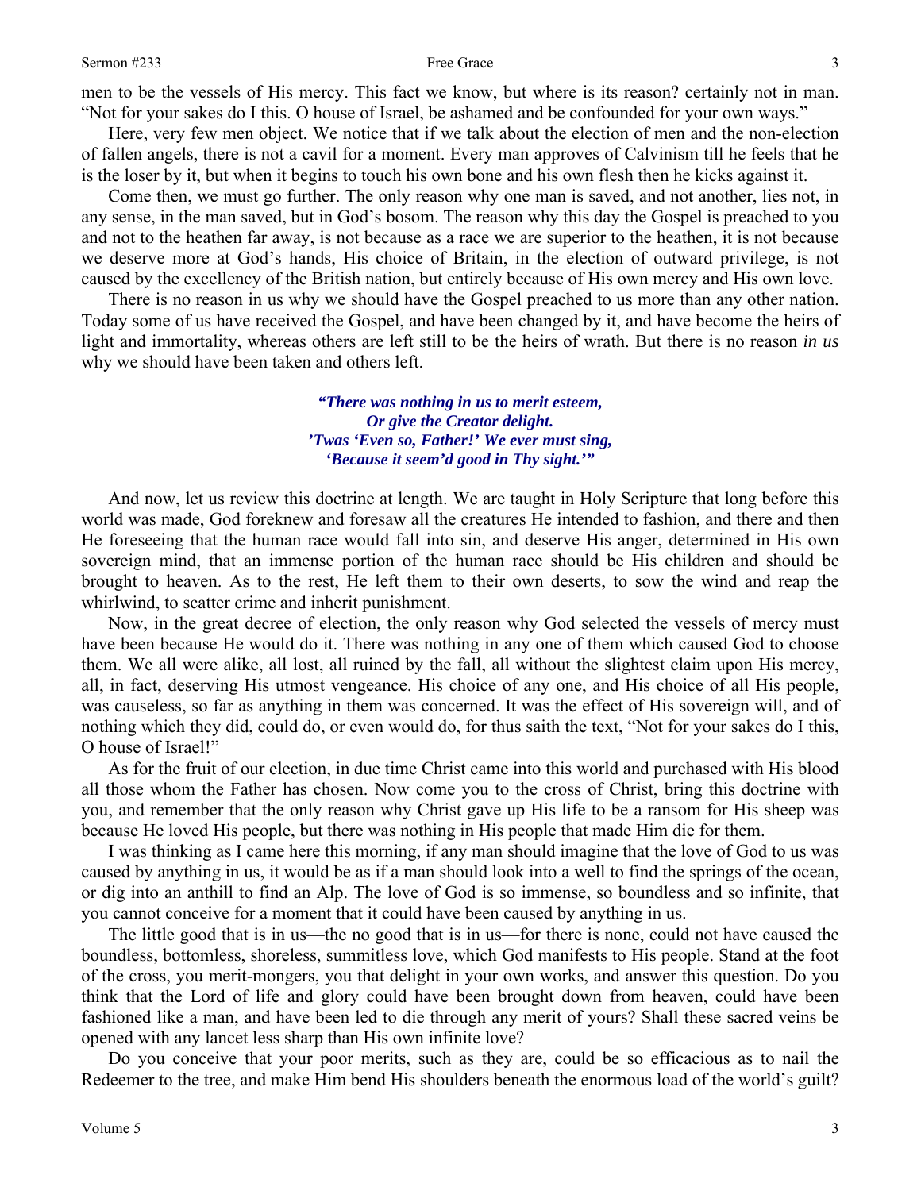men to be the vessels of His mercy. This fact we know, but where is its reason? certainly not in man. "Not for your sakes do I this. O house of Israel, be ashamed and be confounded for your own ways."

Here, very few men object. We notice that if we talk about the election of men and the non-election of fallen angels, there is not a cavil for a moment. Every man approves of Calvinism till he feels that he is the loser by it, but when it begins to touch his own bone and his own flesh then he kicks against it.

Come then, we must go further. The only reason why one man is saved, and not another, lies not, in any sense, in the man saved, but in God's bosom. The reason why this day the Gospel is preached to you and not to the heathen far away, is not because as a race we are superior to the heathen, it is not because we deserve more at God's hands, His choice of Britain, in the election of outward privilege, is not caused by the excellency of the British nation, but entirely because of His own mercy and His own love.

There is no reason in us why we should have the Gospel preached to us more than any other nation. Today some of us have received the Gospel, and have been changed by it, and have become the heirs of light and immortality, whereas others are left still to be the heirs of wrath. But there is no reason *in us* why we should have been taken and others left.

> ***"There was nothing in us to merit esteem,***
> ***Or give the Creator delight.***
> ***'Twas 'Even so, Father!' We ever must sing,***
> ***'Because it seem'd good in Thy sight.'"***

And now, let us review this doctrine at length. We are taught in Holy Scripture that long before this world was made, God foreknew and foresaw all the creatures He intended to fashion, and there and then He foreseeing that the human race would fall into sin, and deserve His anger, determined in His own sovereign mind, that an immense portion of the human race should be His children and should be brought to heaven. As to the rest, He left them to their own deserts, to sow the wind and reap the whirlwind, to scatter crime and inherit punishment.

Now, in the great decree of election, the only reason why God selected the vessels of mercy must have been because He would do it. There was nothing in any one of them which caused God to choose them. We all were alike, all lost, all ruined by the fall, all without the slightest claim upon His mercy, all, in fact, deserving His utmost vengeance. His choice of any one, and His choice of all His people, was causeless, so far as anything in them was concerned. It was the effect of His sovereign will, and of nothing which they did, could do, or even would do, for thus saith the text, "Not for your sakes do I this, O house of Israel!"

As for the fruit of our election, in due time Christ came into this world and purchased with His blood all those whom the Father has chosen. Now come you to the cross of Christ, bring this doctrine with you, and remember that the only reason why Christ gave up His life to be a ransom for His sheep was because He loved His people, but there was nothing in His people that made Him die for them.

I was thinking as I came here this morning, if any man should imagine that the love of God to us was caused by anything in us, it would be as if a man should look into a well to find the springs of the ocean, or dig into an anthill to find an Alp. The love of God is so immense, so boundless and so infinite, that you cannot conceive for a moment that it could have been caused by anything in us.

The little good that is in us—the no good that is in us—for there is none, could not have caused the boundless, bottomless, shoreless, summitless love, which God manifests to His people. Stand at the foot of the cross, you merit-mongers, you that delight in your own works, and answer this question. Do you think that the Lord of life and glory could have been brought down from heaven, could have been fashioned like a man, and have been led to die through any merit of yours? Shall these sacred veins be opened with any lancet less sharp than His own infinite love?

Do you conceive that your poor merits, such as they are, could be so efficacious as to nail the Redeemer to the tree, and make Him bend His shoulders beneath the enormous load of the world's guilt?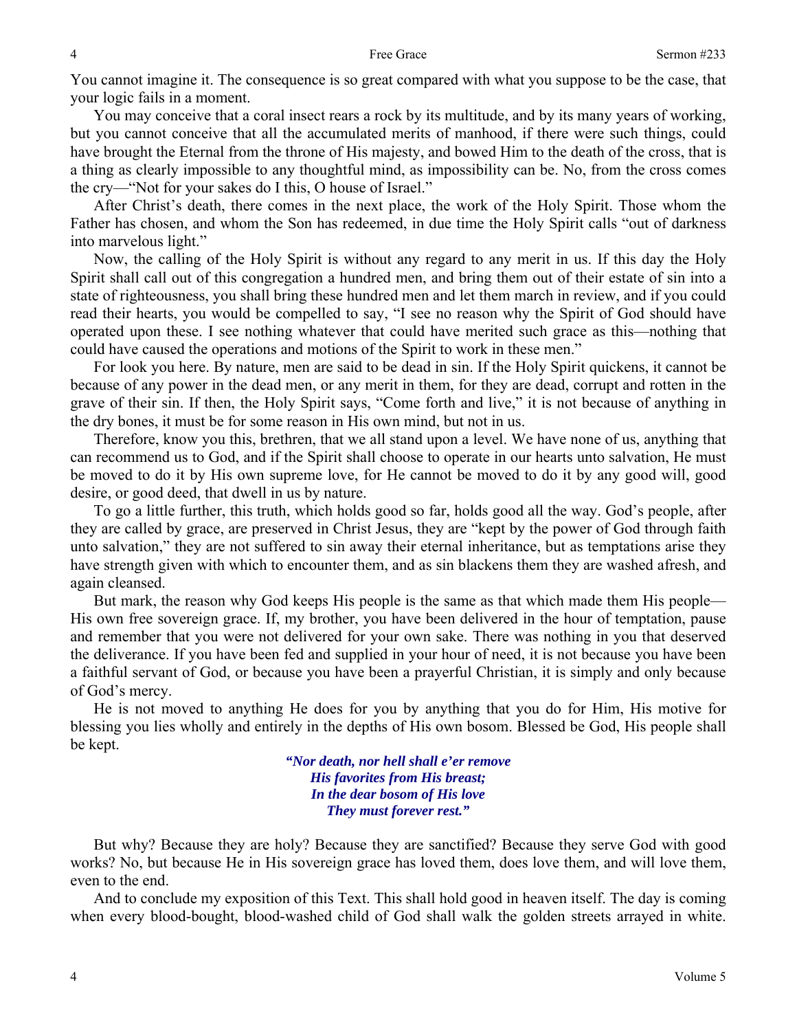You cannot imagine it. The consequence is so great compared with what you suppose to be the case, that your logic fails in a moment.

You may conceive that a coral insect rears a rock by its multitude, and by its many years of working, but you cannot conceive that all the accumulated merits of manhood, if there were such things, could have brought the Eternal from the throne of His majesty, and bowed Him to the death of the cross, that is a thing as clearly impossible to any thoughtful mind, as impossibility can be. No, from the cross comes the cry—"Not for your sakes do I this, O house of Israel."

After Christ's death, there comes in the next place, the work of the Holy Spirit. Those whom the Father has chosen, and whom the Son has redeemed, in due time the Holy Spirit calls "out of darkness into marvelous light."

Now, the calling of the Holy Spirit is without any regard to any merit in us. If this day the Holy Spirit shall call out of this congregation a hundred men, and bring them out of their estate of sin into a state of righteousness, you shall bring these hundred men and let them march in review, and if you could read their hearts, you would be compelled to say, "I see no reason why the Spirit of God should have operated upon these. I see nothing whatever that could have merited such grace as this—nothing that could have caused the operations and motions of the Spirit to work in these men."

For look you here. By nature, men are said to be dead in sin. If the Holy Spirit quickens, it cannot be because of any power in the dead men, or any merit in them, for they are dead, corrupt and rotten in the grave of their sin. If then, the Holy Spirit says, "Come forth and live," it is not because of anything in the dry bones, it must be for some reason in His own mind, but not in us.

Therefore, know you this, brethren, that we all stand upon a level. We have none of us, anything that can recommend us to God, and if the Spirit shall choose to operate in our hearts unto salvation, He must be moved to do it by His own supreme love, for He cannot be moved to do it by any good will, good desire, or good deed, that dwell in us by nature.

To go a little further, this truth, which holds good so far, holds good all the way. God's people, after they are called by grace, are preserved in Christ Jesus, they are "kept by the power of God through faith unto salvation," they are not suffered to sin away their eternal inheritance, but as temptations arise they have strength given with which to encounter them, and as sin blackens them they are washed afresh, and again cleansed.

But mark, the reason why God keeps His people is the same as that which made them His people—His own free sovereign grace. If, my brother, you have been delivered in the hour of temptation, pause and remember that you were not delivered for your own sake. There was nothing in you that deserved the deliverance. If you have been fed and supplied in your hour of need, it is not because you have been a faithful servant of God, or because you have been a prayerful Christian, it is simply and only because of God's mercy.

He is not moved to anything He does for you by anything that you do for Him, His motive for blessing you lies wholly and entirely in the depths of His own bosom. Blessed be God, His people shall be kept.

> ***"Nor death, nor hell shall e'er remove***
> ***His favorites from His breast;***
> ***In the dear bosom of His love***
> ***They must forever rest."***

But why? Because they are holy? Because they are sanctified? Because they serve God with good works? No, but because He in His sovereign grace has loved them, does love them, and will love them, even to the end.

And to conclude my exposition of this Text. This shall hold good in heaven itself. The day is coming when every blood-bought, blood-washed child of God shall walk the golden streets arrayed in white.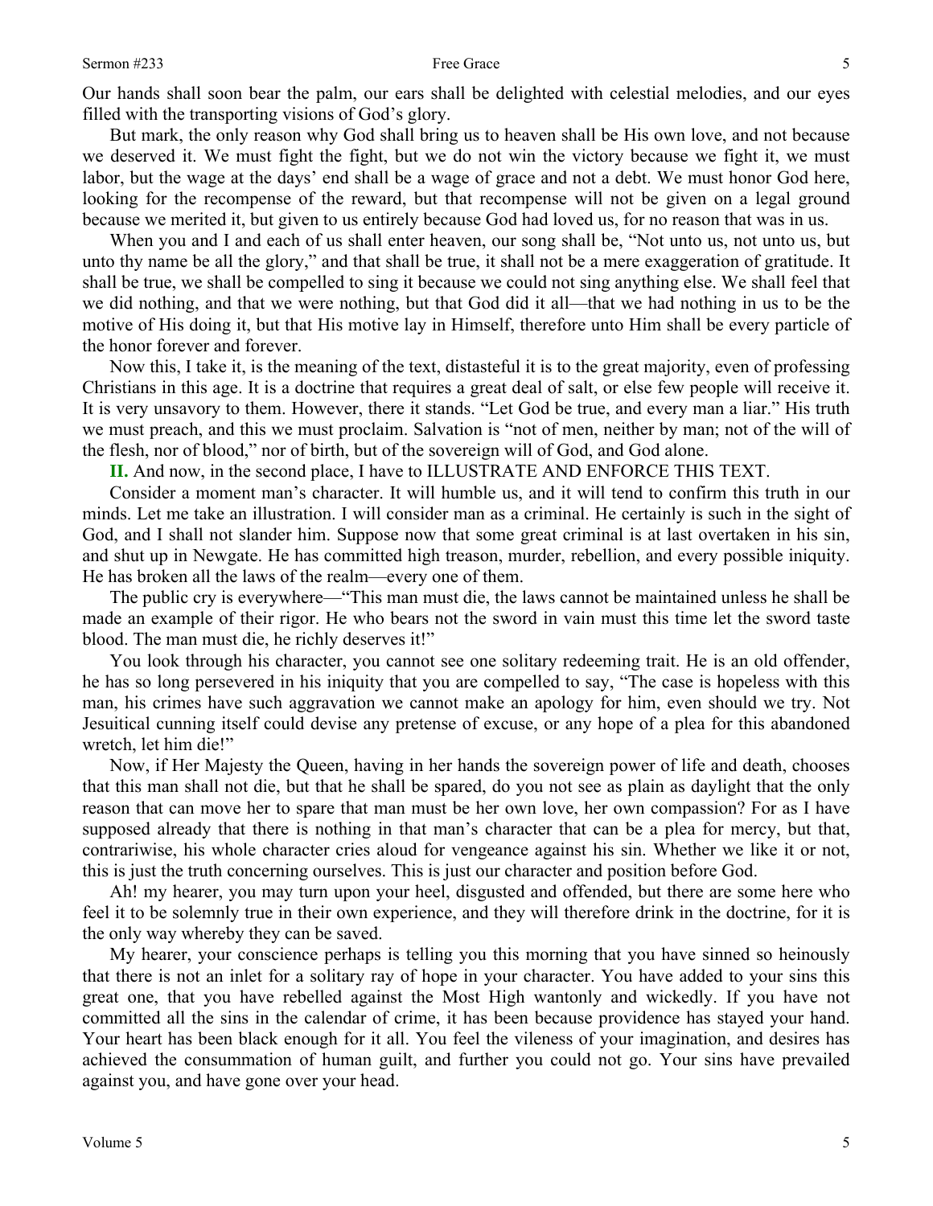Our hands shall soon bear the palm, our ears shall be delighted with celestial melodies, and our eyes filled with the transporting visions of God's glory.

But mark, the only reason why God shall bring us to heaven shall be His own love, and not because we deserved it. We must fight the fight, but we do not win the victory because we fight it, we must labor, but the wage at the days' end shall be a wage of grace and not a debt. We must honor God here, looking for the recompense of the reward, but that recompense will not be given on a legal ground because we merited it, but given to us entirely because God had loved us, for no reason that was in us.

When you and I and each of us shall enter heaven, our song shall be, "Not unto us, not unto us, but unto thy name be all the glory," and that shall be true, it shall not be a mere exaggeration of gratitude. It shall be true, we shall be compelled to sing it because we could not sing anything else. We shall feel that we did nothing, and that we were nothing, but that God did it all—that we had nothing in us to be the motive of His doing it, but that His motive lay in Himself, therefore unto Him shall be every particle of the honor forever and forever.

Now this, I take it, is the meaning of the text, distasteful it is to the great majority, even of professing Christians in this age. It is a doctrine that requires a great deal of salt, or else few people will receive it. It is very unsavory to them. However, there it stands. "Let God be true, and every man a liar." His truth we must preach, and this we must proclaim. Salvation is "not of men, neither by man; not of the will of the flesh, nor of blood," nor of birth, but of the sovereign will of God, and God alone.

**II.** And now, in the second place, I have to ILLUSTRATE AND ENFORCE THIS TEXT.

Consider a moment man's character. It will humble us, and it will tend to confirm this truth in our minds. Let me take an illustration. I will consider man as a criminal. He certainly is such in the sight of God, and I shall not slander him. Suppose now that some great criminal is at last overtaken in his sin, and shut up in Newgate. He has committed high treason, murder, rebellion, and every possible iniquity. He has broken all the laws of the realm—every one of them.

The public cry is everywhere—"This man must die, the laws cannot be maintained unless he shall be made an example of their rigor. He who bears not the sword in vain must this time let the sword taste blood. The man must die, he richly deserves it!"

You look through his character, you cannot see one solitary redeeming trait. He is an old offender, he has so long persevered in his iniquity that you are compelled to say, "The case is hopeless with this man, his crimes have such aggravation we cannot make an apology for him, even should we try. Not Jesuitical cunning itself could devise any pretense of excuse, or any hope of a plea for this abandoned wretch, let him die!"

Now, if Her Majesty the Queen, having in her hands the sovereign power of life and death, chooses that this man shall not die, but that he shall be spared, do you not see as plain as daylight that the only reason that can move her to spare that man must be her own love, her own compassion? For as I have supposed already that there is nothing in that man's character that can be a plea for mercy, but that, contrariwise, his whole character cries aloud for vengeance against his sin. Whether we like it or not, this is just the truth concerning ourselves. This is just our character and position before God.

Ah! my hearer, you may turn upon your heel, disgusted and offended, but there are some here who feel it to be solemnly true in their own experience, and they will therefore drink in the doctrine, for it is the only way whereby they can be saved.

My hearer, your conscience perhaps is telling you this morning that you have sinned so heinously that there is not an inlet for a solitary ray of hope in your character. You have added to your sins this great one, that you have rebelled against the Most High wantonly and wickedly. If you have not committed all the sins in the calendar of crime, it has been because providence has stayed your hand. Your heart has been black enough for it all. You feel the vileness of your imagination, and desires has achieved the consummation of human guilt, and further you could not go. Your sins have prevailed against you, and have gone over your head.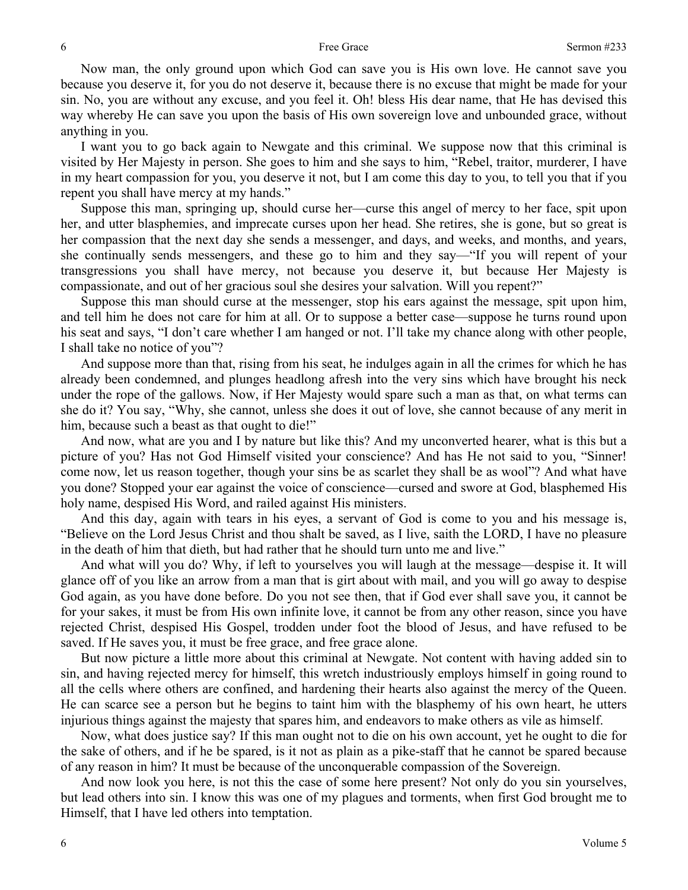Now man, the only ground upon which God can save you is His own love. He cannot save you because you deserve it, for you do not deserve it, because there is no excuse that might be made for your sin. No, you are without any excuse, and you feel it. Oh! bless His dear name, that He has devised this way whereby He can save you upon the basis of His own sovereign love and unbounded grace, without anything in you.

I want you to go back again to Newgate and this criminal. We suppose now that this criminal is visited by Her Majesty in person. She goes to him and she says to him, "Rebel, traitor, murderer, I have in my heart compassion for you, you deserve it not, but I am come this day to you, to tell you that if you repent you shall have mercy at my hands."

Suppose this man, springing up, should curse her—curse this angel of mercy to her face, spit upon her, and utter blasphemies, and imprecate curses upon her head. She retires, she is gone, but so great is her compassion that the next day she sends a messenger, and days, and weeks, and months, and years, she continually sends messengers, and these go to him and they say—"If you will repent of your transgressions you shall have mercy, not because you deserve it, but because Her Majesty is compassionate, and out of her gracious soul she desires your salvation. Will you repent?"

Suppose this man should curse at the messenger, stop his ears against the message, spit upon him, and tell him he does not care for him at all. Or to suppose a better case—suppose he turns round upon his seat and says, "I don't care whether I am hanged or not. I'll take my chance along with other people, I shall take no notice of you"?

And suppose more than that, rising from his seat, he indulges again in all the crimes for which he has already been condemned, and plunges headlong afresh into the very sins which have brought his neck under the rope of the gallows. Now, if Her Majesty would spare such a man as that, on what terms can she do it? You say, "Why, she cannot, unless she does it out of love, she cannot because of any merit in him, because such a beast as that ought to die!"

And now, what are you and I by nature but like this? And my unconverted hearer, what is this but a picture of you? Has not God Himself visited your conscience? And has He not said to you, "Sinner! come now, let us reason together, though your sins be as scarlet they shall be as wool"? And what have you done? Stopped your ear against the voice of conscience—cursed and swore at God, blasphemed His holy name, despised His Word, and railed against His ministers.

And this day, again with tears in his eyes, a servant of God is come to you and his message is, "Believe on the Lord Jesus Christ and thou shalt be saved, as I live, saith the LORD, I have no pleasure in the death of him that dieth, but had rather that he should turn unto me and live."

And what will you do? Why, if left to yourselves you will laugh at the message—despise it. It will glance off of you like an arrow from a man that is girt about with mail, and you will go away to despise God again, as you have done before. Do you not see then, that if God ever shall save you, it cannot be for your sakes, it must be from His own infinite love, it cannot be from any other reason, since you have rejected Christ, despised His Gospel, trodden under foot the blood of Jesus, and have refused to be saved. If He saves you, it must be free grace, and free grace alone.

But now picture a little more about this criminal at Newgate. Not content with having added sin to sin, and having rejected mercy for himself, this wretch industriously employs himself in going round to all the cells where others are confined, and hardening their hearts also against the mercy of the Queen. He can scarce see a person but he begins to taint him with the blasphemy of his own heart, he utters injurious things against the majesty that spares him, and endeavors to make others as vile as himself.

Now, what does justice say? If this man ought not to die on his own account, yet he ought to die for the sake of others, and if he be spared, is it not as plain as a pike-staff that he cannot be spared because of any reason in him? It must be because of the unconquerable compassion of the Sovereign.

And now look you here, is not this the case of some here present? Not only do you sin yourselves, but lead others into sin. I know this was one of my plagues and torments, when first God brought me to Himself, that I have led others into temptation.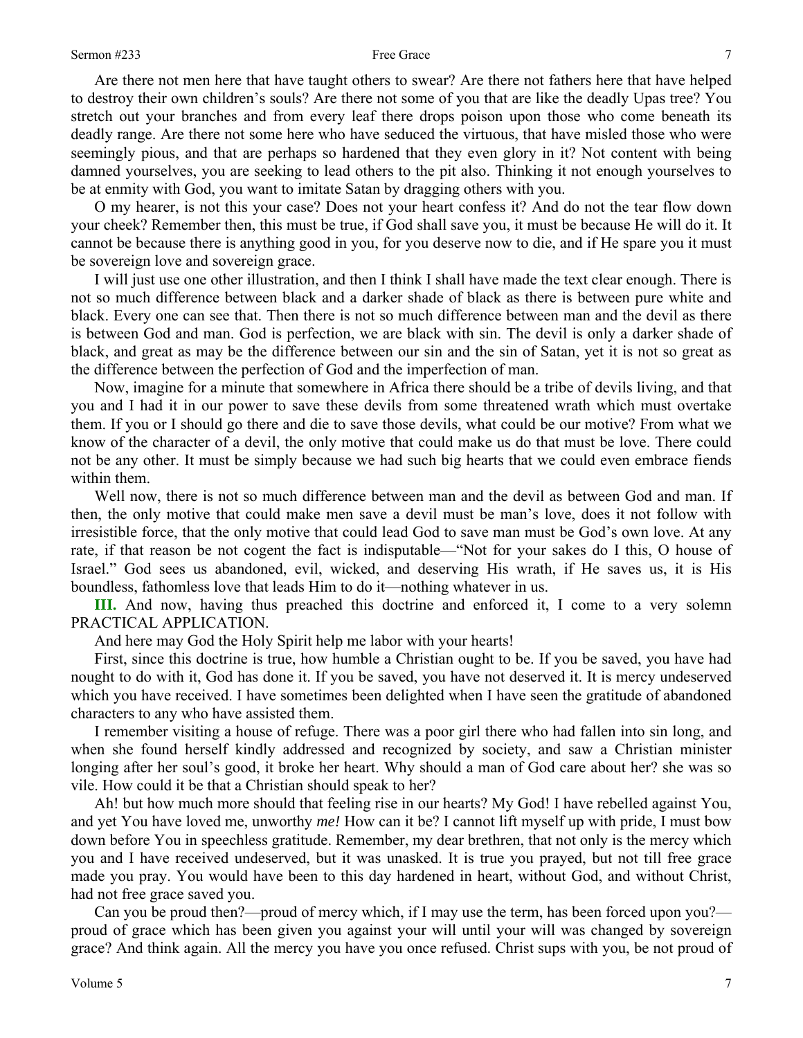Are there not men here that have taught others to swear? Are there not fathers here that have helped to destroy their own children's souls? Are there not some of you that are like the deadly Upas tree? You stretch out your branches and from every leaf there drops poison upon those who come beneath its deadly range. Are there not some here who have seduced the virtuous, that have misled those who were seemingly pious, and that are perhaps so hardened that they even glory in it? Not content with being damned yourselves, you are seeking to lead others to the pit also. Thinking it not enough yourselves to be at enmity with God, you want to imitate Satan by dragging others with you.

O my hearer, is not this your case? Does not your heart confess it? And do not the tear flow down your cheek? Remember then, this must be true, if God shall save you, it must be because He will do it. It cannot be because there is anything good in you, for you deserve now to die, and if He spare you it must be sovereign love and sovereign grace.

I will just use one other illustration, and then I think I shall have made the text clear enough. There is not so much difference between black and a darker shade of black as there is between pure white and black. Every one can see that. Then there is not so much difference between man and the devil as there is between God and man. God is perfection, we are black with sin. The devil is only a darker shade of black, and great as may be the difference between our sin and the sin of Satan, yet it is not so great as the difference between the perfection of God and the imperfection of man.

Now, imagine for a minute that somewhere in Africa there should be a tribe of devils living, and that you and I had it in our power to save these devils from some threatened wrath which must overtake them. If you or I should go there and die to save those devils, what could be our motive? From what we know of the character of a devil, the only motive that could make us do that must be love. There could not be any other. It must be simply because we had such big hearts that we could even embrace fiends within them.

Well now, there is not so much difference between man and the devil as between God and man. If then, the only motive that could make men save a devil must be man's love, does it not follow with irresistible force, that the only motive that could lead God to save man must be God's own love. At any rate, if that reason be not cogent the fact is indisputable—"Not for your sakes do I this, O house of Israel." God sees us abandoned, evil, wicked, and deserving His wrath, if He saves us, it is His boundless, fathomless love that leads Him to do it—nothing whatever in us.

**III.** And now, having thus preached this doctrine and enforced it, I come to a very solemn PRACTICAL APPLICATION.

And here may God the Holy Spirit help me labor with your hearts!

First, since this doctrine is true, how humble a Christian ought to be. If you be saved, you have had nought to do with it, God has done it. If you be saved, you have not deserved it. It is mercy undeserved which you have received. I have sometimes been delighted when I have seen the gratitude of abandoned characters to any who have assisted them.

I remember visiting a house of refuge. There was a poor girl there who had fallen into sin long, and when she found herself kindly addressed and recognized by society, and saw a Christian minister longing after her soul's good, it broke her heart. Why should a man of God care about her? she was so vile. How could it be that a Christian should speak to her?

Ah! but how much more should that feeling rise in our hearts? My God! I have rebelled against You, and yet You have loved me, unworthy *me!* How can it be? I cannot lift myself up with pride, I must bow down before You in speechless gratitude. Remember, my dear brethren, that not only is the mercy which you and I have received undeserved, but it was unasked. It is true you prayed, but not till free grace made you pray. You would have been to this day hardened in heart, without God, and without Christ, had not free grace saved you.

Can you be proud then?—proud of mercy which, if I may use the term, has been forced upon you?—proud of grace which has been given you against your will until your will was changed by sovereign grace? And think again. All the mercy you have you once refused. Christ sups with you, be not proud of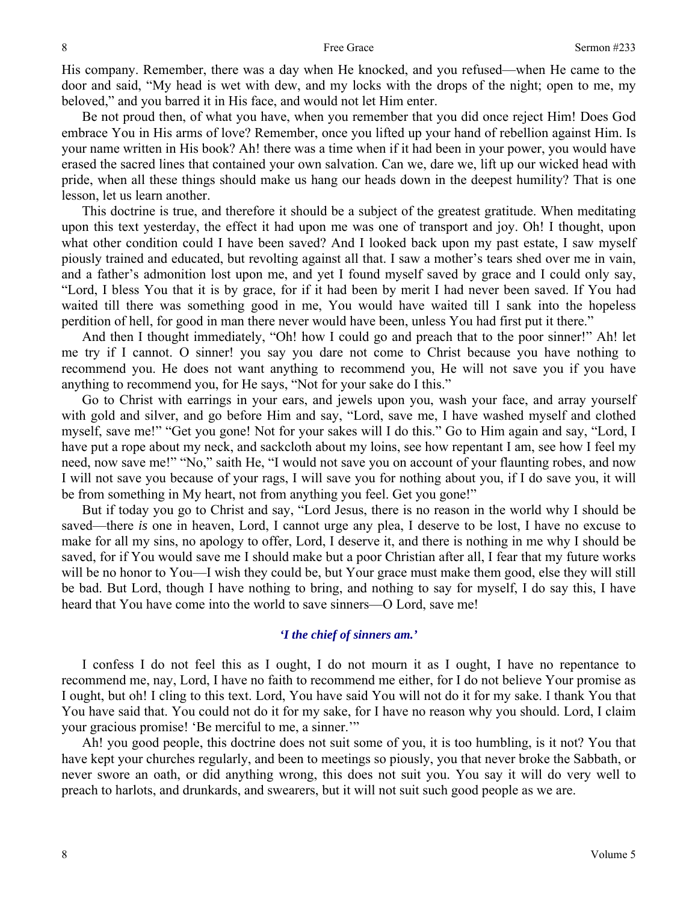His company. Remember, there was a day when He knocked, and you refused—when He came to the door and said, "My head is wet with dew, and my locks with the drops of the night; open to me, my beloved," and you barred it in His face, and would not let Him enter.

Be not proud then, of what you have, when you remember that you did once reject Him! Does God embrace You in His arms of love? Remember, once you lifted up your hand of rebellion against Him. Is your name written in His book? Ah! there was a time when if it had been in your power, you would have erased the sacred lines that contained your own salvation. Can we, dare we, lift up our wicked head with pride, when all these things should make us hang our heads down in the deepest humility? That is one lesson, let us learn another.

This doctrine is true, and therefore it should be a subject of the greatest gratitude. When meditating upon this text yesterday, the effect it had upon me was one of transport and joy. Oh! I thought, upon what other condition could I have been saved? And I looked back upon my past estate, I saw myself piously trained and educated, but revolting against all that. I saw a mother's tears shed over me in vain, and a father's admonition lost upon me, and yet I found myself saved by grace and I could only say, "Lord, I bless You that it is by grace, for if it had been by merit I had never been saved. If You had waited till there was something good in me, You would have waited till I sank into the hopeless perdition of hell, for good in man there never would have been, unless You had first put it there."

And then I thought immediately, "Oh! how I could go and preach that to the poor sinner!" Ah! let me try if I cannot. O sinner! you say you dare not come to Christ because you have nothing to recommend you. He does not want anything to recommend you, He will not save you if you have anything to recommend you, for He says, "Not for your sake do I this."

Go to Christ with earrings in your ears, and jewels upon you, wash your face, and array yourself with gold and silver, and go before Him and say, "Lord, save me, I have washed myself and clothed myself, save me!" "Get you gone! Not for your sakes will I do this." Go to Him again and say, "Lord, I have put a rope about my neck, and sackcloth about my loins, see how repentant I am, see how I feel my need, now save me!" "No," saith He, "I would not save you on account of your flaunting robes, and now I will not save you because of your rags, I will save you for nothing about you, if I do save you, it will be from something in My heart, not from anything you feel. Get you gone!"

But if today you go to Christ and say, "Lord Jesus, there is no reason in the world why I should be saved—there *is* one in heaven, Lord, I cannot urge any plea, I deserve to be lost, I have no excuse to make for all my sins, no apology to offer, Lord, I deserve it, and there is nothing in me why I should be saved, for if You would save me I should make but a poor Christian after all, I fear that my future works will be no honor to You—I wish they could be, but Your grace must make them good, else they will still be bad. But Lord, though I have nothing to bring, and nothing to say for myself, I do say this, I have heard that You have come into the world to save sinners—O Lord, save me!

***'I the chief of sinners am.'***

I confess I do not feel this as I ought, I do not mourn it as I ought, I have no repentance to recommend me, nay, Lord, I have no faith to recommend me either, for I do not believe Your promise as I ought, but oh! I cling to this text. Lord, You have said You will not do it for my sake. I thank You that You have said that. You could not do it for my sake, for I have no reason why you should. Lord, I claim your gracious promise! 'Be merciful to me, a sinner.'"

Ah! you good people, this doctrine does not suit some of you, it is too humbling, is it not? You that have kept your churches regularly, and been to meetings so piously, you that never broke the Sabbath, or never swore an oath, or did anything wrong, this does not suit you. You say it will do very well to preach to harlots, and drunkards, and swearers, but it will not suit such good people as we are.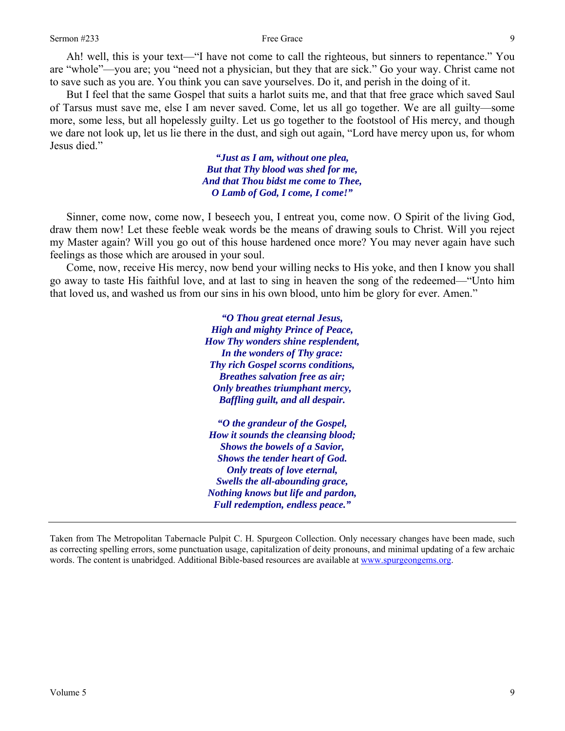Ah! well, this is your text—"I have not come to call the righteous, but sinners to repentance." You are "whole"—you are; you "need not a physician, but they that are sick." Go your way. Christ came not to save such as you are. You think you can save yourselves. Do it, and perish in the doing of it.

But I feel that the same Gospel that suits a harlot suits me, and that that free grace which saved Saul of Tarsus must save me, else I am never saved. Come, let us all go together. We are all guilty—some more, some less, but all hopelessly guilty. Let us go together to the footstool of His mercy, and though we dare not look up, let us lie there in the dust, and sigh out again, "Lord have mercy upon us, for whom Jesus died."

> ***"Just as I am, without one plea,***
> ***But that Thy blood was shed for me,***
> ***And that Thou bidst me come to Thee,***
> ***O Lamb of God, I come, I come!"***

Sinner, come now, come now, I beseech you, I entreat you, come now. O Spirit of the living God, draw them now! Let these feeble weak words be the means of drawing souls to Christ. Will you reject my Master again? Will you go out of this house hardened once more? You may never again have such feelings as those which are aroused in your soul.

Come, now, receive His mercy, now bend your willing necks to His yoke, and then I know you shall go away to taste His faithful love, and at last to sing in heaven the song of the redeemed—"Unto him that loved us, and washed us from our sins in his own blood, unto him be glory for ever. Amen."

> ***"O Thou great eternal Jesus,***
> ***High and mighty Prince of Peace,***
> ***How Thy wonders shine resplendent,***
> ***In the wonders of Thy grace:***
> ***Thy rich Gospel scorns conditions,***
> ***Breathes salvation free as air;***
> ***Only breathes triumphant mercy,***
> ***Baffling guilt, and all despair.***
>
> ***"O the grandeur of the Gospel,***
> ***How it sounds the cleansing blood;***
> ***Shows the bowels of a Savior,***
> ***Shows the tender heart of God.***
> ***Only treats of love eternal,***
> ***Swells the all-abounding grace,***
> ***Nothing knows but life and pardon,***
> ***Full redemption, endless peace."***

---

Taken from The Metropolitan Tabernacle Pulpit C. H. Spurgeon Collection. Only necessary changes have been made, such as correcting spelling errors, some punctuation usage, capitalization of deity pronouns, and minimal updating of a few archaic words. The content is unabridged. Additional Bible-based resources are available at www.spurgeongems.org.